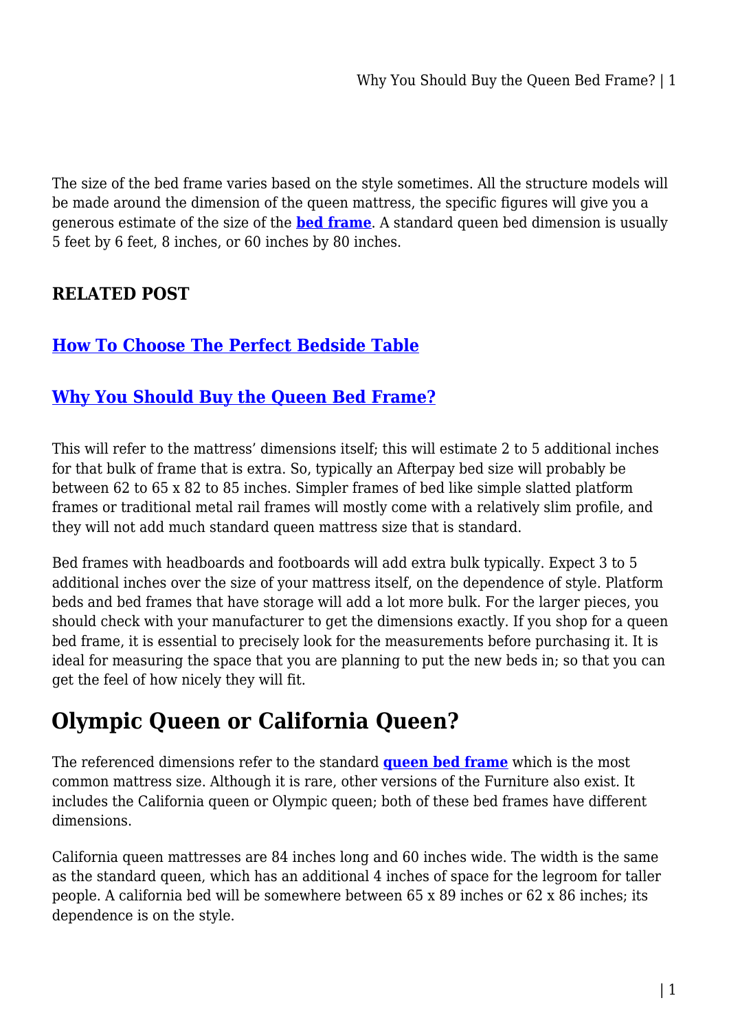The size of the bed frame varies based on the style sometimes. All the structure models will be made around the dimension of the queen mattress, the specific figures will give you a generous estimate of the size of the **[bed frame](#)**. A standard queen bed dimension is usually 5 feet by 6 feet, 8 inches, or 60 inches by 80 inches.

### RELATED POST

### [How To Choose The Perfect Bedside Table](#)

### [Why You Should Buy the Queen Bed Frame?](#)

This will refer to the mattress' dimensions itself; this will estimate 2 to 5 additional inches for that bulk of frame that is extra. So, typically an Afterpay bed size will probably be between 62 to 65 x 82 to 85 inches. Simpler frames of bed like simple slatted platform frames or traditional metal rail frames will mostly come with a relatively slim profile, and they will not add much standard queen mattress size that is standard.

Bed frames with headboards and footboards will add extra bulk typically. Expect 3 to 5 additional inches over the size of your mattress itself, on the dependence of style. Platform beds and bed frames that have storage will add a lot more bulk. For the larger pieces, you should check with your manufacturer to get the dimensions exactly. If you shop for a queen bed frame, it is essential to precisely look for the measurements before purchasing it. It is ideal for measuring the space that you are planning to put the new beds in; so that you can get the feel of how nicely they will fit.

## Olympic Queen or California Queen?

The referenced dimensions refer to the standard **[queen bed frame](#)** which is the most common mattress size. Although it is rare, other versions of the Furniture also exist. It includes the California queen or Olympic queen; both of these bed frames have different dimensions.

California queen mattresses are 84 inches long and 60 inches wide. The width is the same as the standard queen, which has an additional 4 inches of space for the legroom for taller people. A california bed will be somewhere between 65 x 89 inches or 62 x 86 inches; its dependence is on the style.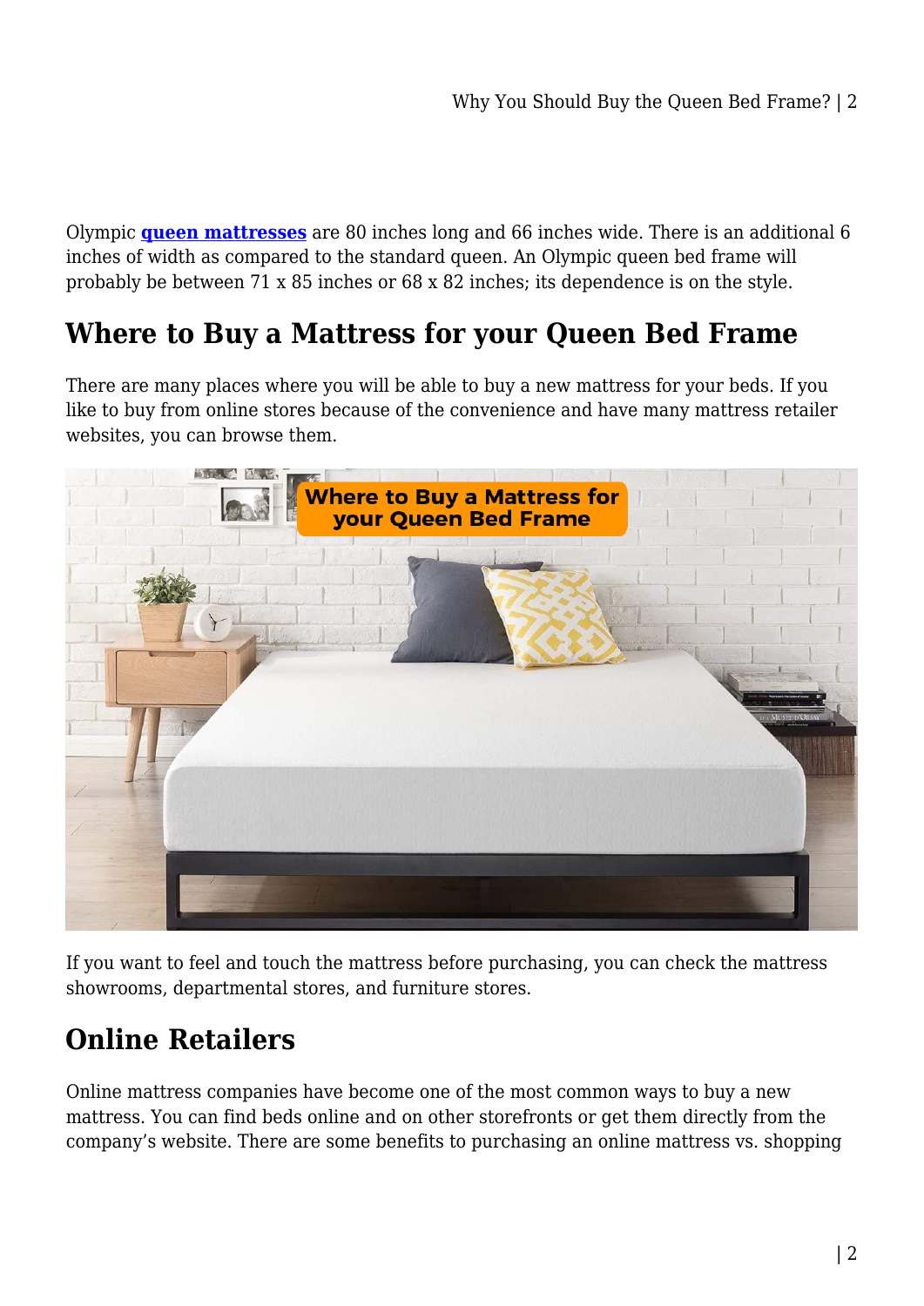Olympic **queen mattresses** are 80 inches long and 66 inches wide. There is an additional 6 inches of width as compared to the standard queen. An Olympic queen bed frame will probably be between 71 x 85 inches or 68 x 82 inches; its dependence is on the style.

## Where to Buy a Mattress for your Queen Bed Frame

There are many places where you will be able to buy a new mattress for your beds. If you like to buy from online stores because of the convenience and have many mattress retailer websites, you can browse them.

If you want to feel and touch the mattress before purchasing, you can check the mattress showrooms, departmental stores, and furniture stores.

## Online Retailers

Online mattress companies have become one of the most common ways to buy a new mattress. You can find beds online and on other storefronts or get them directly from the company's website. There are some benefits to purchasing an online mattress vs. shopping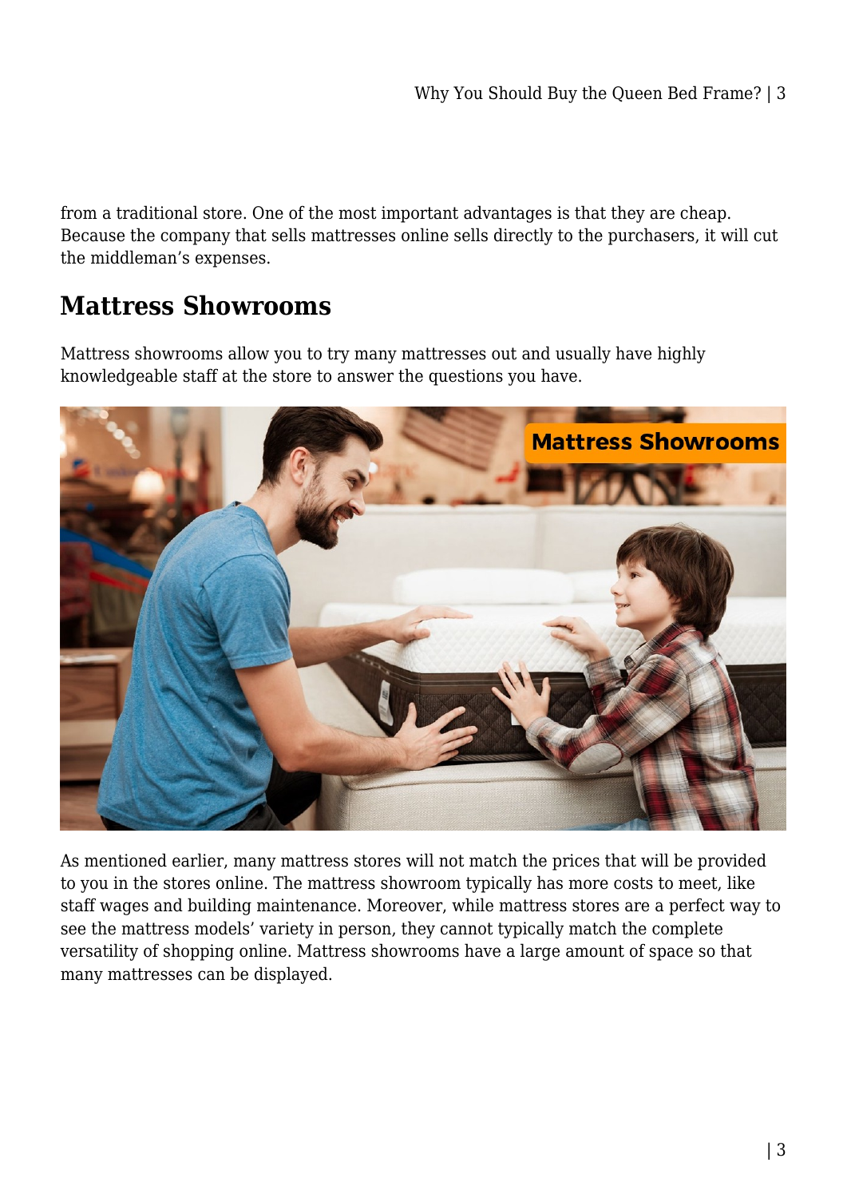from a traditional store. One of the most important advantages is that they are cheap. Because the company that sells mattresses online sells directly to the purchasers, it will cut the middleman's expenses.

## Mattress Showrooms

Mattress showrooms allow you to try many mattresses out and usually have highly knowledgeable staff at the store to answer the questions you have.

As mentioned earlier, many mattress stores will not match the prices that will be provided to you in the stores online. The mattress showroom typically has more costs to meet, like staff wages and building maintenance. Moreover, while mattress stores are a perfect way to see the mattress models' variety in person, they cannot typically match the complete versatility of shopping online. Mattress showrooms have a large amount of space so that many mattresses can be displayed.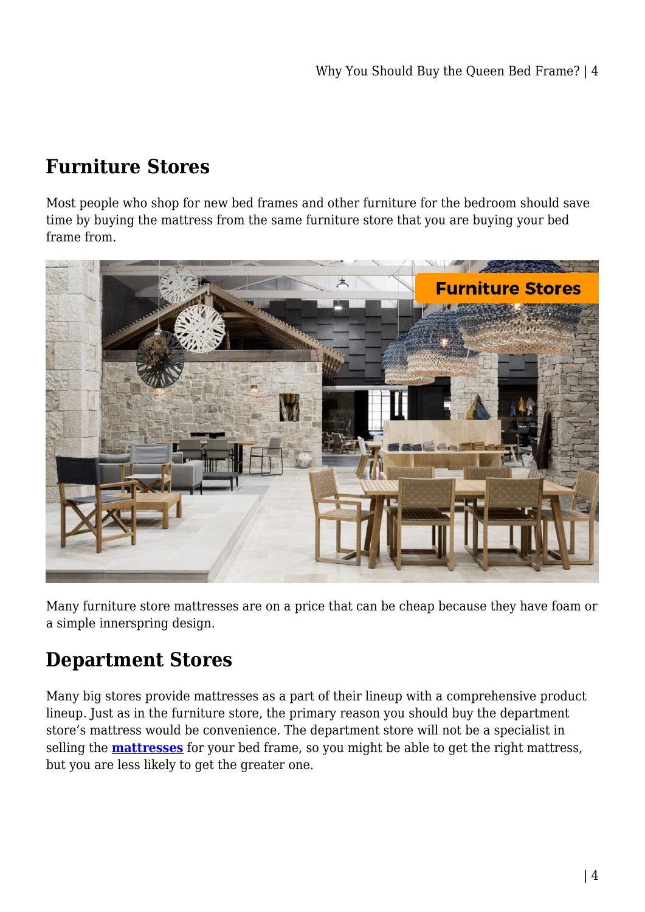## Furniture Stores

Most people who shop for new bed frames and other furniture for the bedroom should save time by buying the mattress from the same furniture store that you are buying your bed frame from.

Many furniture store mattresses are on a price that can be cheap because they have foam or a simple innerspring design.

## Department Stores

Many big stores provide mattresses as a part of their lineup with a comprehensive product lineup. Just as in the furniture store, the primary reason you should buy the department store's mattress would be convenience. The department store will not be a specialist in selling the **mattresses** for your bed frame, so you might be able to get the right mattress, but you are less likely to get the greater one.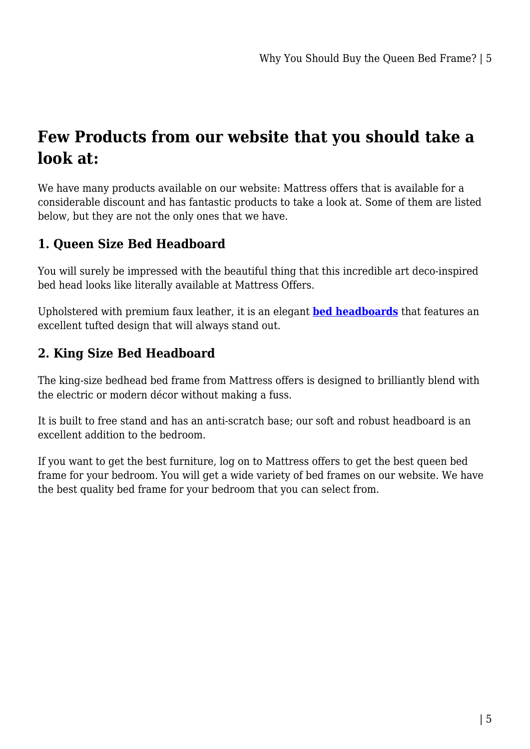## Few Products from our website that you should take a look at:

We have many products available on our website: Mattress offers that is available for a considerable discount and has fantastic products to take a look at. Some of them are listed below, but they are not the only ones that we have.

### 1. Queen Size Bed Headboard

You will surely be impressed with the beautiful thing that this incredible art deco-inspired bed head looks like literally available at Mattress Offers.

Upholstered with premium faux leather, it is an elegant **bed headboards** that features an excellent tufted design that will always stand out.

### 2. King Size Bed Headboard

The king-size bedhead bed frame from Mattress offers is designed to brilliantly blend with the electric or modern décor without making a fuss.

It is built to free stand and has an anti-scratch base; our soft and robust headboard is an excellent addition to the bedroom.

If you want to get the best furniture, log on to Mattress offers to get the best queen bed frame for your bedroom. You will get a wide variety of bed frames on our website. We have the best quality bed frame for your bedroom that you can select from.